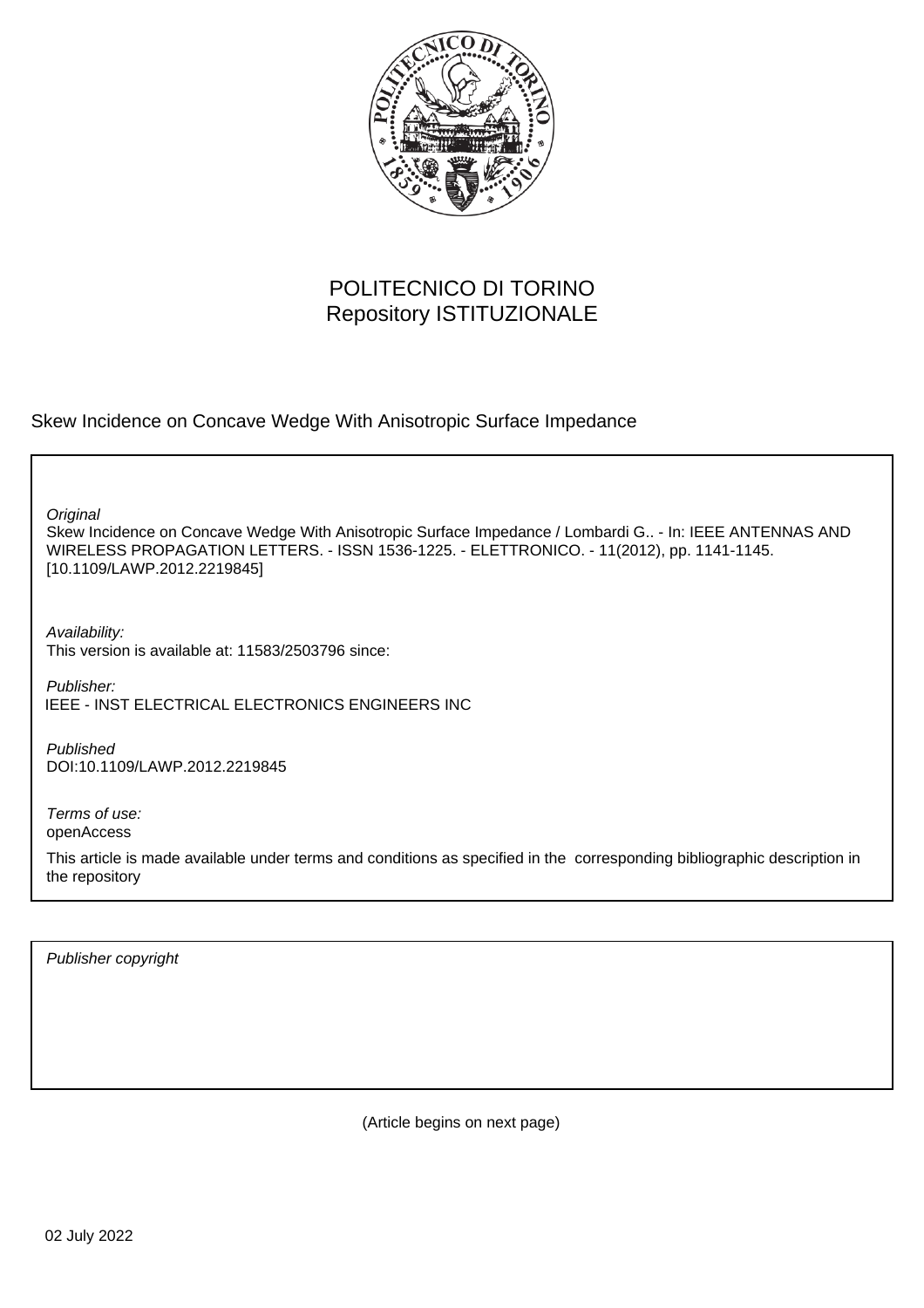POLITECNICO DI TORINO
Repository ISTITUZIONALE

Skew Incidence on Concave Wedge With Anisotropic Surface Impedance

*Original*
Skew Incidence on Concave Wedge With Anisotropic Surface Impedance / Lombardi G.. - In: IEEE ANTENNAS AND WIRELESS PROPAGATION LETTERS. - ISSN 1536-1225. - ELETTRONICO. - 11(2012), pp. 1141-1145. [10.1109/LAWP.2012.2219845]

*Availability:*
This version is available at: 11583/2503796 since:

*Publisher:*
IEEE - INST ELECTRICAL ELECTRONICS ENGINEERS INC

*Published*
DOI:10.1109/LAWP.2012.2219845

*Terms of use:*
openAccess

This article is made available under terms and conditions as specified in the corresponding bibliographic description in the repository

*Publisher copyright*

(Article begins on next page)

02 July 2022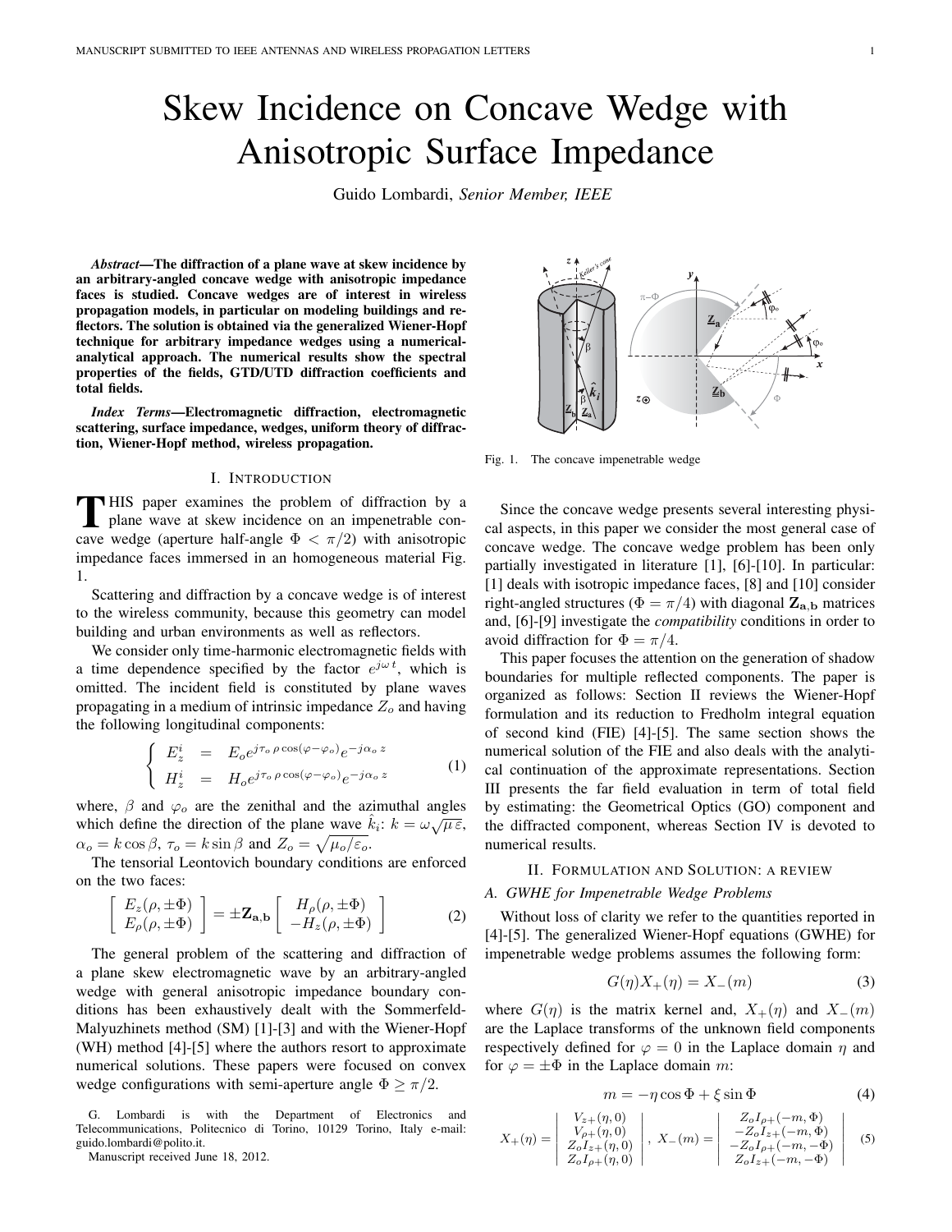# Skew Incidence on Concave Wedge with Anisotropic Surface Impedance

Guido Lombardi, *Senior Member, IEEE*

***Abstract*—The diffraction of a plane wave at skew incidence by an arbitrary-angled concave wedge with anisotropic impedance faces is studied. Concave wedges are of interest in wireless propagation models, in particular on modeling buildings and reflectors. The solution is obtained via the generalized Wiener-Hopf technique for arbitrary impedance wedges using a numerical-analytical approach. The numerical results show the spectral properties of the fields, GTD/UTD diffraction coefficients and total fields.**

***Index Terms*—Electromagnetic diffraction, electromagnetic scattering, surface impedance, wedges, uniform theory of diffraction, Wiener-Hopf method, wireless propagation.**

## I. Introduction

THIS paper examines the problem of diffraction by a plane wave at skew incidence on an impenetrable concave wedge (aperture half-angle $\Phi < \pi/2$) with anisotropic impedance faces immersed in an homogeneous material Fig. 1.

Scattering and diffraction by a concave wedge is of interest to the wireless community, because this geometry can model building and urban environments as well as reflectors.

We consider only time-harmonic electromagnetic fields with a time dependence specified by the factor $e^{j\omega t}$, which is omitted. The incident field is constituted by plane waves propagating in a medium of intrinsic impedance $Z_o$ and having the following longitudinal components:

$$\left\{ \begin{array}{lcl} E_z^i & = & E_o e^{j\tau_o\,\rho\cos(\varphi-\varphi_o)} e^{-j\alpha_o\,z} \\ H_z^i & = & H_o e^{j\tau_o\,\rho\cos(\varphi-\varphi_o)} e^{-j\alpha_o\,z} \end{array} \right. \qquad (1)$$

where, $\beta$ and $\varphi_o$ are the zenithal and the azimuthal angles which define the direction of the plane wave $\hat{k}_i$: $k = \omega\sqrt{\mu\,\varepsilon}$, $\alpha_o = k\cos\beta$, $\tau_o = k\sin\beta$ and $Z_o = \sqrt{\mu_o/\varepsilon_o}$.

The tensorial Leontovich boundary conditions are enforced on the two faces:

$$\left[ \begin{array}{c} E_z(\rho,\pm\Phi) \\ E_\rho(\rho,\pm\Phi) \end{array} \right] = \pm\mathbf{Z_{a,b}} \left[ \begin{array}{c} H_\rho(\rho,\pm\Phi) \\ -H_z(\rho,\pm\Phi) \end{array} \right] \qquad (2)$$

The general problem of the scattering and diffraction of a plane skew electromagnetic wave by an arbitrary-angled wedge with general anisotropic impedance boundary conditions has been exhaustively dealt with the Sommerfeld-Malyuzhinets method (SM) [1]-[3] and with the Wiener-Hopf (WH) method [4]-[5] where the authors resort to approximate numerical solutions. These papers were focused on convex wedge configurations with semi-aperture angle $\Phi \geq \pi/2$.

G. Lombardi is with the Department of Electronics and Telecommunications, Politecnico di Torino, 10129 Torino, Italy e-mail: guido.lombardi@polito.it.

Manuscript received June 18, 2012.

Fig. 1. The concave impenetrable wedge

Since the concave wedge presents several interesting physical aspects, in this paper we consider the most general case of concave wedge. The concave wedge problem has been only partially investigated in literature [1], [6]-[10]. In particular: [1] deals with isotropic impedance faces, [8] and [10] consider right-angled structures ($\Phi = \pi/4$) with diagonal $\mathbf{Z_{a,b}}$ matrices and, [6]-[9] investigate the *compatibility* conditions in order to avoid diffraction for $\Phi = \pi/4$.

This paper focuses the attention on the generation of shadow boundaries for multiple reflected components. The paper is organized as follows: Section II reviews the Wiener-Hopf formulation and its reduction to Fredholm integral equation of second kind (FIE) [4]-[5]. The same section shows the numerical solution of the FIE and also deals with the analytical continuation of the approximate representations. Section III presents the far field evaluation in term of total field by estimating: the Geometrical Optics (GO) component and the diffracted component, whereas Section IV is devoted to numerical results.

## II. Formulation and Solution: a Review

### A. GWHE for Impenetrable Wedge Problems

Without loss of clarity we refer to the quantities reported in [4]-[5]. The generalized Wiener-Hopf equations (GWHE) for impenetrable wedge problems assumes the following form:

$$G(\eta)X_+(\eta) = X_-(m) \qquad (3)$$

where $G(\eta)$ is the matrix kernel and, $X_+(\eta)$ and $X_-(m)$ are the Laplace transforms of the unknown field components respectively defined for $\varphi = 0$ in the Laplace domain $\eta$ and for $\varphi = \pm\Phi$ in the Laplace domain $m$:

$$m = -\eta\cos\Phi + \xi\sin\Phi \qquad (4)$$

$$X_+(\eta) = \left| \begin{array}{c} V_{z+}(\eta,0) \\ V_{\rho+}(\eta,0) \\ Z_o I_{z+}(\eta,0) \\ Z_o I_{\rho+}(\eta,0) \end{array} \right|, \; X_-(m) = \left| \begin{array}{c} Z_o I_{\rho+}(-m,\Phi) \\ -Z_o I_{z+}(-m,\Phi) \\ -Z_o I_{\rho+}(-m,-\Phi) \\ Z_o I_{z+}(-m,-\Phi) \end{array} \right| \qquad (5)$$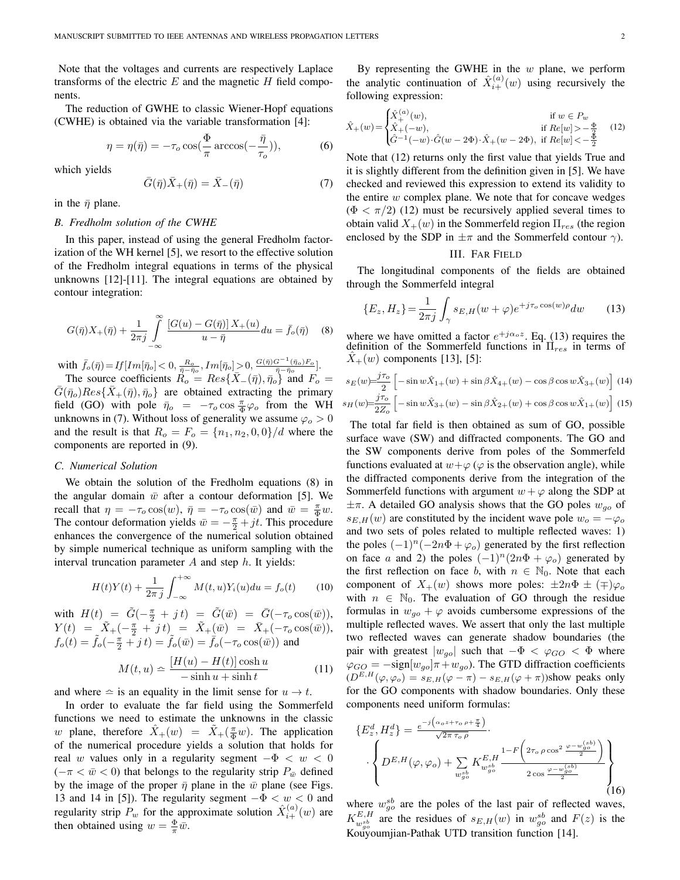Note that the voltages and currents are respectively Laplace transforms of the electric $E$ and the magnetic $H$ field components.

The reduction of GWHE to classic Wiener-Hopf equations (CWHE) is obtained via the variable transformation [4]:

$$\eta = \eta(\bar{\eta}) = -\tau_o \cos(\frac{\Phi}{\pi} \arccos(-\frac{\bar{\eta}}{\tau_o})), \tag{6}$$

which yields

$$\bar{G}(\bar{\eta})\bar{X}_+(\bar{\eta}) = \bar{X}_-(\bar{\eta}) \tag{7}$$

in the $\bar{\eta}$ plane.

### B. Fredholm solution of the CWHE

In this paper, instead of using the general Fredholm factorization of the WH kernel [5], we resort to the effective solution of the Fredholm integral equations in terms of the physical unknowns [12]-[11]. The integral equations are obtained by contour integration:

$$G(\bar{\eta})X_+(\bar{\eta}) + \frac{1}{2\pi j}\int_{-\infty}^{\infty} \frac{[G(u)-G(\bar{\eta})]\,X_+(u)}{u-\bar{\eta}} du = \bar{f}_o(\bar{\eta}) \tag{8}$$

with $\bar{f}_o(\bar{\eta}) = If[Im[\bar{\eta}_o] < 0, \frac{R_o}{\bar{\eta}-\bar{\eta}_o}, Im[\bar{\eta}_o] > 0, \frac{G(\bar{\eta})G^{-1}(\bar{\eta}_o)F_o}{\bar{\eta}-\bar{\eta}_o}]$.

The source coefficients $R_o = Res\{\bar{X}_-(\bar{\eta}), \bar{\eta}_o\}$ and $F_o = \bar{G}(\bar{\eta}_o)Res\{\bar{X}_+(\bar{\eta}), \bar{\eta}_o\}$ are obtained extracting the primary field (GO) with pole $\bar{\eta}_o = -\tau_o \cos\frac{\pi}{\Phi}\varphi_o$ from the WH unknowns in (7). Without loss of generality we assume $\varphi_o > 0$ and the result is that $R_o = F_o = \{n_1, n_2, 0, 0\}/d$ where the components are reported in (9).

### C. Numerical Solution

We obtain the solution of the Fredholm equations (8) in the angular domain $\bar{w}$ after a contour deformation [5]. We recall that $\eta = -\tau_o \cos(w)$, $\bar{\eta} = -\tau_o \cos(\bar{w})$ and $\bar{w} = \frac{\pi}{\Phi}w$. The contour deformation yields $\bar{w} = -\frac{\pi}{2} + jt$. This procedure enhances the convergence of the numerical solution obtained by simple numerical technique as uniform sampling with the interval truncation parameter $A$ and step $h$. It yields:

$$H(t)Y(t) + \frac{1}{2\pi j}\int_{-\infty}^{+\infty} M(t,u)Y_i(u)du = f_o(t) \tag{10}$$

with $H(t) = \tilde{G}(-\frac{\pi}{2} + j\,t) = \tilde{G}(\bar{w}) = \bar{G}(-\tau_o\cos(\bar{w}))$, $Y(t) = \tilde{X}_+(-\frac{\pi}{2} + j\,t) = \tilde{X}_+(\bar{w}) = \bar{X}_+(-\tau_o\cos(\bar{w}))$, $f_o(t) = \tilde{f}_o(-\frac{\pi}{2} + j\,t) = \tilde{f}_o(\bar{w}) = \bar{f}_o(-\tau_o\cos(\bar{w}))$ and

$$M(t,u) \doteq \frac{[H(u) - H(t)]\cosh u}{-\sinh u + \sinh t} \tag{11}$$

and where $\doteq$ is an equality in the limit sense for $u \to t$.

In order to evaluate the far field using the Sommerfeld functions we need to estimate the unknowns in the classic $w$ plane, therefore $\hat{X}_+(w) = \tilde{X}_+(\frac{\pi}{\Phi}w)$. The application of the numerical procedure yields a solution that holds for real $w$ values only in a regularity segment $-\Phi < w < 0$ ($-\pi < \bar{w} < 0$) that belongs to the regularity strip $P_{\bar{w}}$ defined by the image of the proper $\bar{\eta}$ plane in the $\bar{w}$ plane (see Figs. 13 and 14 in [5]). The regularity segment $-\Phi < w < 0$ and regularity strip $P_w$ for the approximate solution $\hat{X}_{i+}^{(a)}(w)$ are then obtained using $w = \frac{\Phi}{\pi}\bar{w}$.

By representing the GWHE in the $w$ plane, we perform the analytic continuation of $\hat{X}_{i+}^{(a)}(w)$ using recursively the following expression:

$$\hat{X}_+(w) = \begin{cases} \hat{X}_+^{(a)}(w), & \text{if } w \in P_w \\ \hat{X}_+(-w), & \text{if } Re[w] > -\frac{\Phi}{2} \\ \hat{G}^{-1}(-w)\cdot\hat{G}(w-2\Phi)\cdot\hat{X}_+(w-2\Phi), & \text{if } Re[w] < -\frac{\Phi}{2} \end{cases} \tag{12}$$

Note that (12) returns only the first value that yields True and it is slightly different from the definition given in [5]. We have checked and reviewed this expression to extend its validity to the entire $w$ complex plane. We note that for concave wedges ($\Phi < \pi/2$) (12) must be recursively applied several times to obtain valid $X_+(w)$ in the Sommerfeld region $\Pi_{res}$ (the region enclosed by the SDP in $\pm\pi$ and the Sommerfeld contour $\gamma$).

## III. Far Field

The longitudinal components of the fields are obtained through the Sommerfeld integral

$$\{E_z, H_z\} = \frac{1}{2\pi j}\int_{\gamma} s_{E,H}(w+\varphi)e^{+j\tau_o\cos(w)\rho}dw \tag{13}$$

where we have omitted a factor $e^{+j\alpha_o z}$. Eq. (13) requires the definition of the Sommerfeld functions in $\Pi_{res}$ in terms of $\hat{X}_+(w)$ components [13], [5]:

$$s_E(w) = \frac{j\tau_o}{2}\left[-\sin w\hat{X}_{1+}(w) + \sin\beta\hat{X}_{4+}(w) - \cos\beta\cos w\hat{X}_{3+}(w)\right] \tag{14}$$

$$s_H(w) = \frac{j\tau_o}{2Z_o}\left[-\sin w\hat{X}_{3+}(w) - \sin\beta\hat{X}_{2+}(w) + \cos\beta\cos w\hat{X}_{1+}(w)\right] \tag{15}$$

The total far field is then obtained as sum of GO, possible surface wave (SW) and diffracted components. The GO and the SW components derive from poles of the Sommerfeld functions evaluated at $w+\varphi$ ($\varphi$ is the observation angle), while the diffracted components derive from the integration of the Sommerfeld functions with argument $w+\varphi$ along the SDP at $\pm\pi$. A detailed GO analysis shows that the GO poles $w_{go}$ of $s_{E,H}(w)$ are constituted by the incident wave pole $w_o = -\varphi_o$ and two sets of poles related to multiple reflected waves: 1) the poles $(-1)^n(-2n\Phi + \varphi_o)$ generated by the first reflection on face $a$ and 2) the poles $(-1)^n(2n\Phi + \varphi_o)$ generated by the first reflection on face $b$, with $n \in \mathbb{N}_0$. Note that each component of $X_+(w)$ shows more poles: $\pm 2n\Phi \pm (\mp)\varphi_o$ with $n \in \mathbb{N}_0$. The evaluation of GO through the residue formulas in $w_{go} + \varphi$ avoids cumbersome expressions of the multiple reflected waves. We assert that only the last multiple two reflected waves can generate shadow boundaries (the pair with greatest $|w_{go}|$ such that $-\Phi < \varphi_{GO} < \Phi$ where $\varphi_{GO} = -\text{sign}[w_{go}]\pi + w_{go}$). The GTD diffraction coefficients ($D^{E,H}(\varphi, \varphi_o) = s_{E,H}(\varphi - \pi) - s_{E,H}(\varphi + \pi)$)show peaks only for the GO components with shadow boundaries. Only these components need uniform formulas:

$$\{E_z^d, H_z^d\} = \frac{e^{-j\left(\alpha_o z + \tau_o\rho + \frac{\pi}{4}\right)}}{\sqrt{2\pi\,\tau_o\,\rho}}\cdot \cdot\left\{D^{E,H}(\varphi,\varphi_o) + \sum_{w_{go}^{sb}} K_{w_{go}^{sb}}^{E,H}\frac{1 - F\left(2\tau_o\,\rho\cos^2\frac{\varphi - w_{go}^{(sb)}}{2}\right)}{2\cos\frac{\varphi - w_{go}^{(sb)}}{2}}\right\} \tag{16}$$

where $w_{go}^{sb}$ are the poles of the last pair of reflected waves, $K_{w_{go}^{sb}}^{E,H}$ are the residues of $s_{E,H}(w)$ in $w_{go}^{sb}$ and $F(z)$ is the Kouyoumjian-Pathak UTD transition function [14].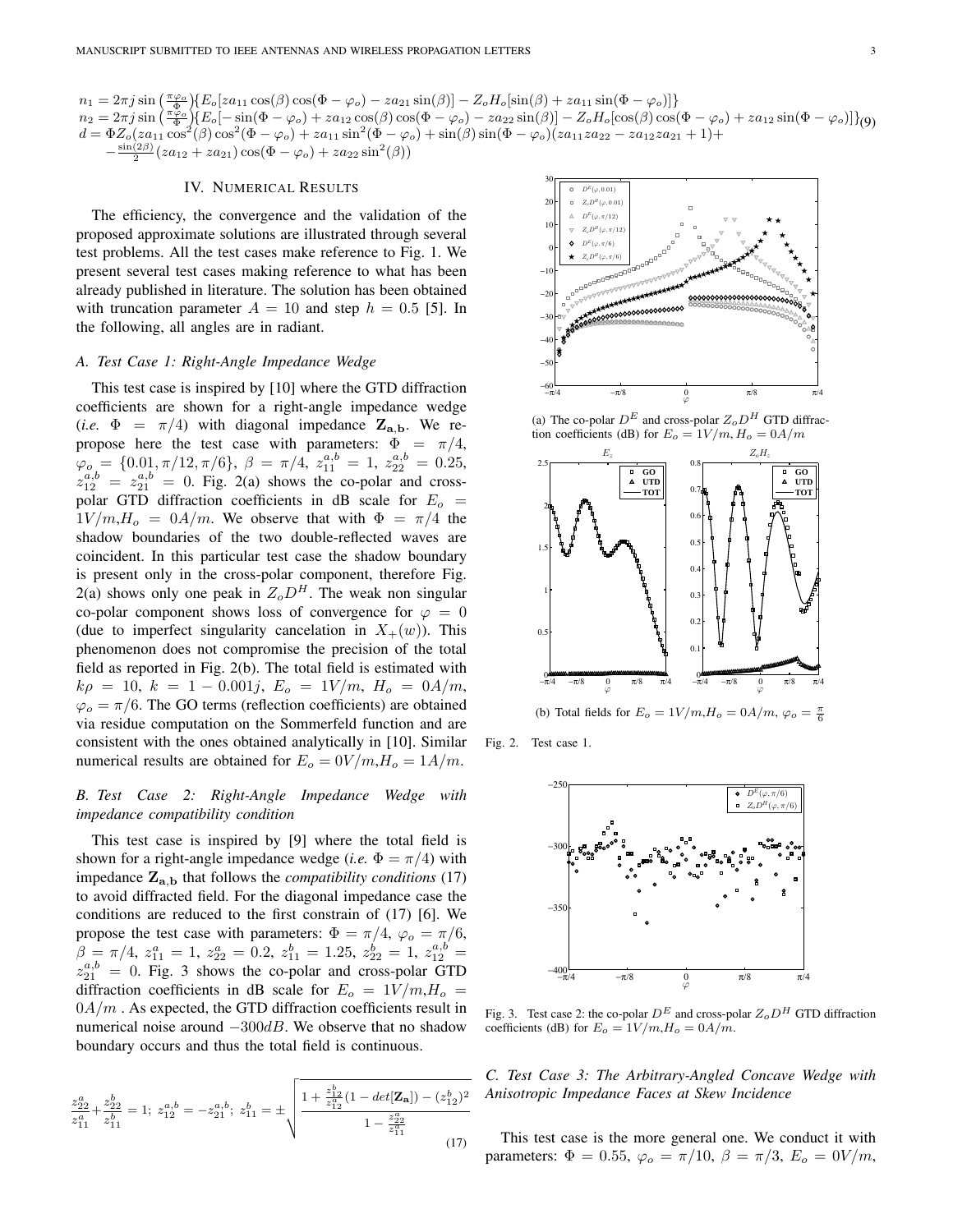$$
\begin{aligned}
n_1 &= 2\pi j \sin\left(\tfrac{\pi\varphi_o}{\Phi}\right)\{E_o[za_{11}\cos(\beta)\cos(\Phi-\varphi_o) - za_{21}\sin(\beta)] - Z_oH_o[\sin(\beta) + za_{11}\sin(\Phi-\varphi_o)]\} \\
n_2 &= 2\pi j \sin\left(\tfrac{\pi\varphi_o}{\Phi}\right)\{E_o[-\sin(\Phi-\varphi_o) + za_{12}\cos(\beta)\cos(\Phi-\varphi_o) - za_{22}\sin(\beta)] - Z_oH_o[\cos(\beta)\cos(\Phi-\varphi_o) + za_{12}\sin(\Phi-\varphi_o)]\} \\
d &= \Phi Z_o(za_{11}\cos^2(\beta)\cos^2(\Phi-\varphi_o) + za_{11}\sin^2(\Phi-\varphi_o) + \sin(\beta)\sin(\Phi-\varphi_o)(za_{11}za_{22} - za_{12}za_{21} + 1) + \\
&\quad -\tfrac{\sin(2\beta)}{2}(za_{12} + za_{21})\cos(\Phi-\varphi_o) + za_{22}\sin^2(\beta))
\end{aligned}
\tag{9}
$$

## IV. Numerical Results

The efficiency, the convergence and the validation of the proposed approximate solutions are illustrated through several test problems. All the test cases make reference to Fig. 1. We present several test cases making reference to what has been already published in literature. The solution has been obtained with truncation parameter $A = 10$ and step $h = 0.5$ [5]. In the following, all angles are in radiant.

### A. Test Case 1: Right-Angle Impedance Wedge

This test case is inspired by [10] where the GTD diffraction coefficients are shown for a right-angle impedance wedge (*i.e.* $\Phi = \pi/4$) with diagonal impedance $\mathbf{Z_{a,b}}$. We repropose here the test case with parameters: $\Phi = \pi/4$, $\varphi_o = \{0.01, \pi/12, \pi/6\}$, $\beta = \pi/4$, $z_{11}^{a,b} = 1$, $z_{22}^{a,b} = 0.25$, $z_{12}^{a,b} = z_{21}^{a,b} = 0$. Fig. 2(a) shows the co-polar and cross-polar GTD diffraction coefficients in dB scale for $E_o = 1V/m, H_o = 0A/m$. We observe that with $\Phi = \pi/4$ the shadow boundaries of the two double-reflected waves are coincident. In this particular test case the shadow boundary is present only in the cross-polar component, therefore Fig. 2(a) shows only one peak in $Z_oD^H$. The weak non singular co-polar component shows loss of convergence for $\varphi = 0$ (due to imperfect singularity cancelation in $X_+(w)$). This phenomenon does not compromise the precision of the total field as reported in Fig. 2(b). The total field is estimated with $k\rho = 10$, $k = 1 - 0.001j$, $E_o = 1V/m$, $H_o = 0A/m$, $\varphi_o = \pi/6$. The GO terms (reflection coefficients) are obtained via residue computation on the Sommerfeld function and are consistent with the ones obtained analytically in [10]. Similar numerical results are obtained for $E_o = 0V/m, H_o = 1A/m$.

(a) The co-polar $D^E$ and cross-polar $Z_oD^H$ GTD diffraction coefficients (dB) for $E_o = 1V/m, H_o = 0A/m$

(b) Total fields for $E_o = 1V/m, H_o = 0A/m$, $\varphi_o = \frac{\pi}{6}$

Fig. 2. Test case 1.

### B. Test Case 2: Right-Angle Impedance Wedge with impedance compatibility condition

This test case is inspired by [9] where the total field is shown for a right-angle impedance wedge (*i.e.* $\Phi = \pi/4$) with impedance $\mathbf{Z_{a,b}}$ that follows the *compatibility conditions* (17) to avoid diffracted field. For the diagonal impedance case the conditions are reduced to the first constrain of (17) [6]. We propose the test case with parameters: $\Phi = \pi/4$, $\varphi_o = \pi/6$, $\beta = \pi/4$, $z_{11}^a = 1$, $z_{22}^a = 0.2$, $z_{11}^b = 1.25$, $z_{22}^b = 1$, $z_{12}^{a,b} = z_{21}^{a,b} = 0$. Fig. 3 shows the co-polar and cross-polar GTD diffraction coefficients in dB scale for $E_o = 1V/m, H_o = 0A/m$. As expected, the GTD diffraction coefficients result in numerical noise around $-300dB$. We observe that no shadow boundary occurs and thus the total field is continuous.

$$
\frac{z_{22}^a}{z_{11}^a} + \frac{z_{22}^b}{z_{11}^b} = 1;\; z_{12}^{a,b} = -z_{21}^{a,b};\; z_{11}^b = \pm\sqrt{\frac{1 + \frac{z_{12}^b}{z_{12}^a}(1 - det[\mathbf{Z_a}]) - (z_{12}^b)^2}{1 - \frac{z_{22}^a}{z_{11}^a}}}
\tag{17}
$$

Fig. 3. Test case 2: the co-polar $D^E$ and cross-polar $Z_oD^H$ GTD diffraction coefficients (dB) for $E_o = 1V/m, H_o = 0A/m$.

### C. Test Case 3: The Arbitrary-Angled Concave Wedge with Anisotropic Impedance Faces at Skew Incidence

This test case is the more general one. We conduct it with parameters: $\Phi = 0.55$, $\varphi_o = \pi/10$, $\beta = \pi/3$, $E_o = 0V/m$,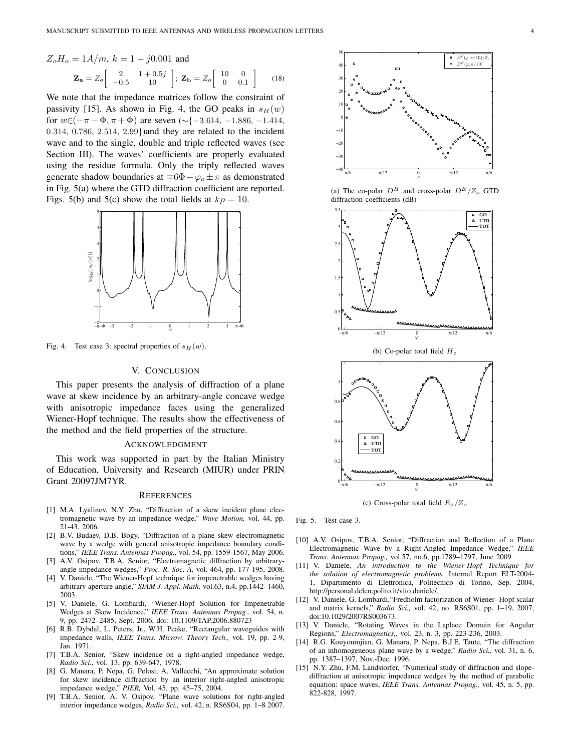$Z_o H_o = 1A/m$, $k = 1 - j0.001$ and

$$\mathbf{Z_a} = Z_o \begin{bmatrix} 2 & 1+0.5j \\ -0.5 & 10 \end{bmatrix}; \; \mathbf{Z_b} = Z_o \begin{bmatrix} 10 & 0 \\ 0 & 0.1 \end{bmatrix} \qquad (18)$$

We note that the impedance matrices follow the constraint of passivity [15]. As shown in Fig. 4, the GO peaks in $s_H(w)$ for $w \in (-\pi - \Phi, \pi + \Phi)$ are seven ($\sim \{-3.614, -1.886, -1.414, 0.314, 0.786, 2.514, 2.99\}$)and they are related to the incident wave and to the single, double and triple reflected waves (see Section III). The waves' coefficients are properly evaluated using the residue formula. Only the triply reflected waves generate shadow boundaries at $\mp 6\Phi - \varphi_o \pm \pi$ as demonstrated in Fig. 5(a) where the GTD diffraction coefficient are reported. Figs. 5(b) and 5(c) show the total fields at $k\rho = 10$.

$\log_{10}(|s_H(w)|)$
5
4
3
2
1
0
−1
−2
−π−Φ −3 −2 −1 0 1 2 3 π+Φ
$w$

Fig. 4. Test case 3: spectral properties of $s_H(w)$.

## V. Conclusion

This paper presents the analysis of diffraction of a plane wave at skew incidence by an arbitrary-angle concave wedge with anisotropic impedance faces using the generalized Wiener-Hopf technique. The results show the effectiveness of the method and the field properties of the structure.

## Acknowledgment

This work was supported in part by the Italian Ministry of Education, University and Research (MIUR) under PRIN Grant 20097JM7YR.

$D^E(\varphi,\pi/10)/Z_o$
$D^H(\varphi,\pi/10)$
50
40
30
20
10
0
−10
−20
−30
−40
−π/6 −π/12 0 π/12 π/6
$\varphi$

(a) The co-polar $D^H$ and cross-polar $D^E/Z_o$ GTD diffraction coefficients (dB)

GO
UTD
TOT
3.5
3
2.5
2
1.5
1
0.5
0
−π/6 −π/12 0 π/12 π/6
$\varphi$

(b) Co-polar total field $H_z$

GO
UTD
TOT
1
0.8
0.6
0.4
0.2
0
−π/6 −π/12 0 π/12 π/6
$\varphi$

(c) Cross-polar total field $E_z/Z_o$

Fig. 5. Test case 3.

## References

[1] M.A. Lyalinov, N.Y. Zhu, "Diffraction of a skew incident plane electromagnetic wave by an impedance wedge," *Wave Motion,* vol. 44, pp. 21-43, 2006.

[2] B.V. Budaev, D.B. Bogy, "Diffraction of a plane skew electromagnetic wave by a wedge with general anisotropic impedance boundary conditions," *IEEE Trans. Antennas Propag.,* vol. 54, pp. 1559-1567, May 2006.

[3] A.V. Osipov, T.B.A. Senior, "Electromagnetic diffraction by arbitrary-angle impedance wedges," *Proc. R. Soc. A,* vol. 464, pp. 177-195, 2008.

[4] V. Daniele, "The Wiener-Hopf technique for impenetrable wedges having arbitrary aperture angle," *SIAM J. Appl. Math,* vol.63, n.4, pp.1442–1460, 2003.

[5] V. Daniele, G. Lombardi, "Wiener-Hopf Solution for Impenetrable Wedges at Skew Incidence," *IEEE Trans. Antennas Propag.,* vol. 54, n. 9, pp. 2472–2485, Sept. 2006, doi: 10.1109/TAP.2006.880723

[6] R.B. Dybdal, L. Peters, Jr., W.H. Peake, "Rectangular waveguides with impedance walls, *IEEE Trans. Microw. Theory Tech.,* vol. 19, pp. 2-9, Jan. 1971.

[7] T.B.A. Senior, "Skew incidence on a right-angled impedance wedge, *Radio Sci.,* vol. 13, pp. 639-647, 1978.

[8] G. Manara, P. Nepa, G. Pelosi, A. Vallecchi, "An approximate solution for skew incidence diffraction by an interior right-angled anisotropic impedance wedge," *PIER,* Vol. 45, pp. 45–75, 2004.

[9] T.B.A. Senior, A. V. Osipov, "Plane wave solutions for right-angled interior impedance wedges, *Radio Sci.,* vol. 42, n. RS6S04, pp. 1–8 2007.

[10] A.V. Osipov, T.B.A. Senior, "Diffraction and Reflection of a Plane Electromagnetic Wave by a Right-Angled Impedance Wedge," *IEEE Trans. Antennas Propag.,* vol.57, no.6, pp.1789–1797, June 2009

[11] V. Daniele, *An introduction to the Wiener-Hopf Technique for the solution of electromagnetic problems,* Internal Report ELT-2004-1, Dipartimento di Elettronica, Politecnico di Torino, Sep. 2004, http://personal.delen.polito.it/vito.daniele/.

[12] V. Daniele, G. Lombardi,"Fredholm factorization of Wiener- Hopf scalar and matrix kernels," *Radio Sci.,* vol. 42, no. RS6S01, pp. 1–19, 2007, doi:10.1029/2007RS003673.

[13] V. Daniele, "Rotating Waves in the Laplace Domain for Angular Regions," *Electromagnetics,*, vol. 23, n. 3, pp. 223-236, 2003.

[14] R.G. Kouyoumjian, G. Manara, P. Nepa, B.J.E. Taute, "The diffraction of an inhomogeneous plane wave by a wedge," *Radio Sci.,* vol. 31, n. 6, pp. 1387–1397, Nov.-Dec. 1996.

[15] N.Y. Zhu, F.M. Landstorfer, "Numerical study of diffraction and slope-diffraction at anisotropic impedance wedges by the method of parabolic equation: space waves, *IEEE Trans. Antennas Propag.,* vol. 45, n. 5, pp. 822-828, 1997.